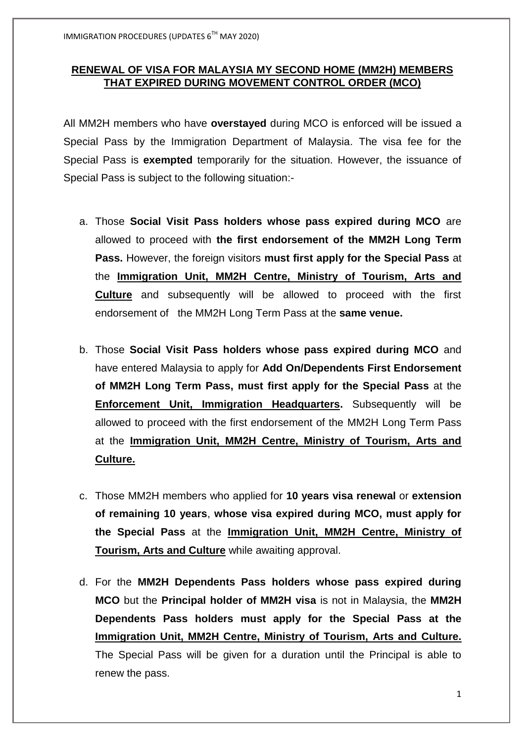## RENEWAL OF VISA FOR MALAYSIA MY SECOND HOME (MM2H) MEMBERS THAT EXPIRED DURING MOVEMENT CONTROL ORDER (MCO)

All MM2H members who have **overstayed** during MCO is enforced will be issued a Special Pass by the Immigration Department of Malaysia. The visa fee for the Special Pass is **exempted** temporarily for the situation. However, the issuance of Special Pass is subject to the following situation:-

a. Those **Social Visit Pass holders whose pass expired during MCO** are allowed to proceed with **the first endorsement of the MM2H Long Term Pass.** However, the foreign visitors **must first apply for the Special Pass** at the **Immigration Unit, MM2H Centre, Ministry of Tourism, Arts and Culture** and subsequently will be allowed to proceed with the first endorsement of the MM2H Long Term Pass at the **same venue.**

b. Those **Social Visit Pass holders whose pass expired during MCO** and have entered Malaysia to apply for **Add On/Dependents First Endorsement of MM2H Long Term Pass, must first apply for the Special Pass** at the **Enforcement Unit, Immigration Headquarters.** Subsequently will be allowed to proceed with the first endorsement of the MM2H Long Term Pass at the **Immigration Unit, MM2H Centre, Ministry of Tourism, Arts and Culture.**

c. Those MM2H members who applied for **10 years visa renewal** or **extension of remaining 10 years**, **whose visa expired during MCO, must apply for the Special Pass** at the **Immigration Unit, MM2H Centre, Ministry of Tourism, Arts and Culture** while awaiting approval.

d. For the **MM2H Dependents Pass holders whose pass expired during MCO** but the **Principal holder of MM2H visa** is not in Malaysia, the **MM2H Dependents Pass holders must apply for the Special Pass at the Immigration Unit, MM2H Centre, Ministry of Tourism, Arts and Culture.** The Special Pass will be given for a duration until the Principal is able to renew the pass.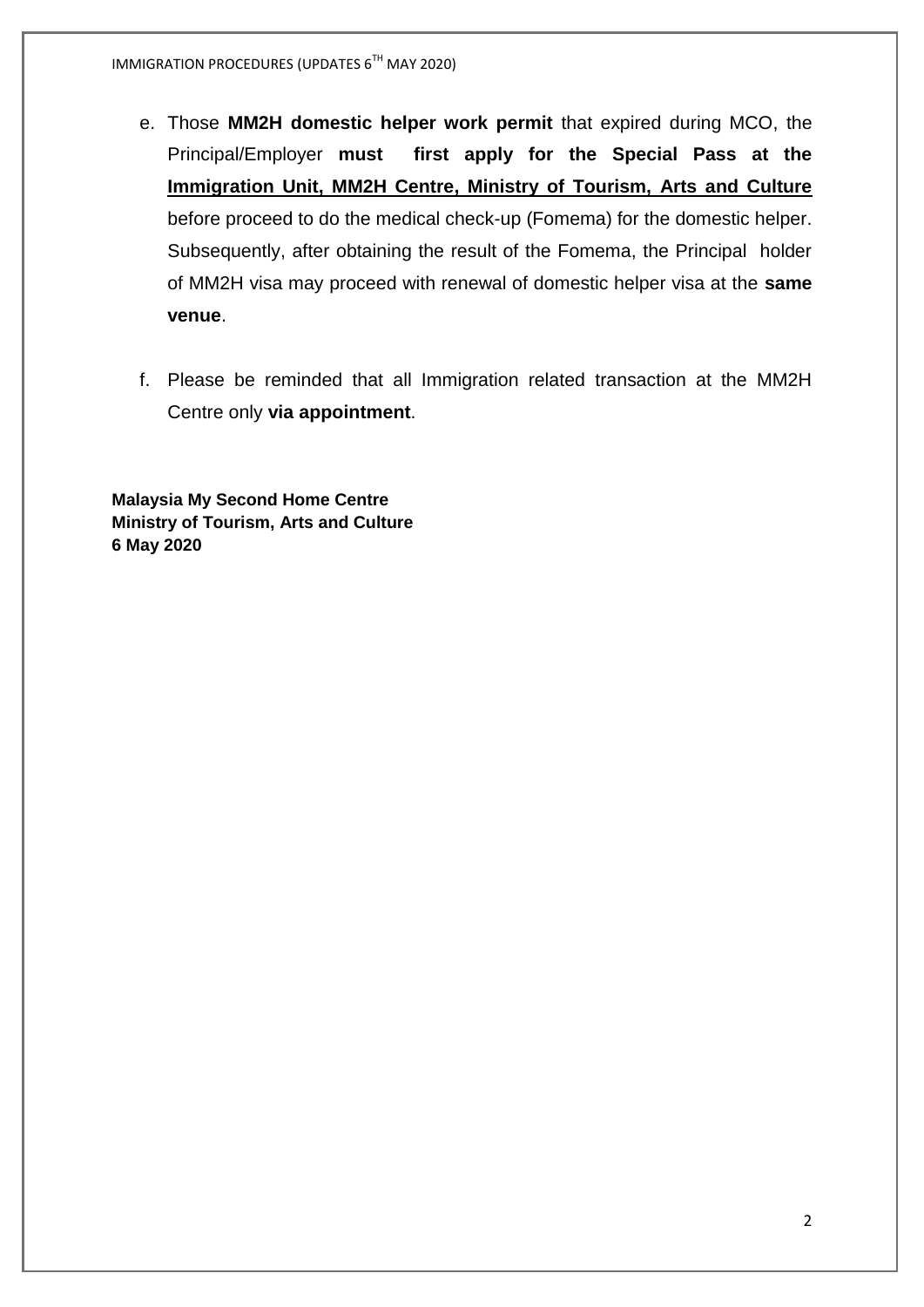e. Those **MM2H domestic helper work permit** that expired during MCO, the Principal/Employer **must first apply for the Special Pass at the <u>Immigration Unit, MM2H Centre, Ministry of Tourism, Arts and Culture</u>** before proceed to do the medical check-up (Fomema) for the domestic helper. Subsequently, after obtaining the result of the Fomema, the Principal holder of MM2H visa may proceed with renewal of domestic helper visa at the **same venue**.

f. Please be reminded that all Immigration related transaction at the MM2H Centre only **via appointment**.

**Malaysia My Second Home Centre**
**Ministry of Tourism, Arts and Culture**
**6 May 2020**